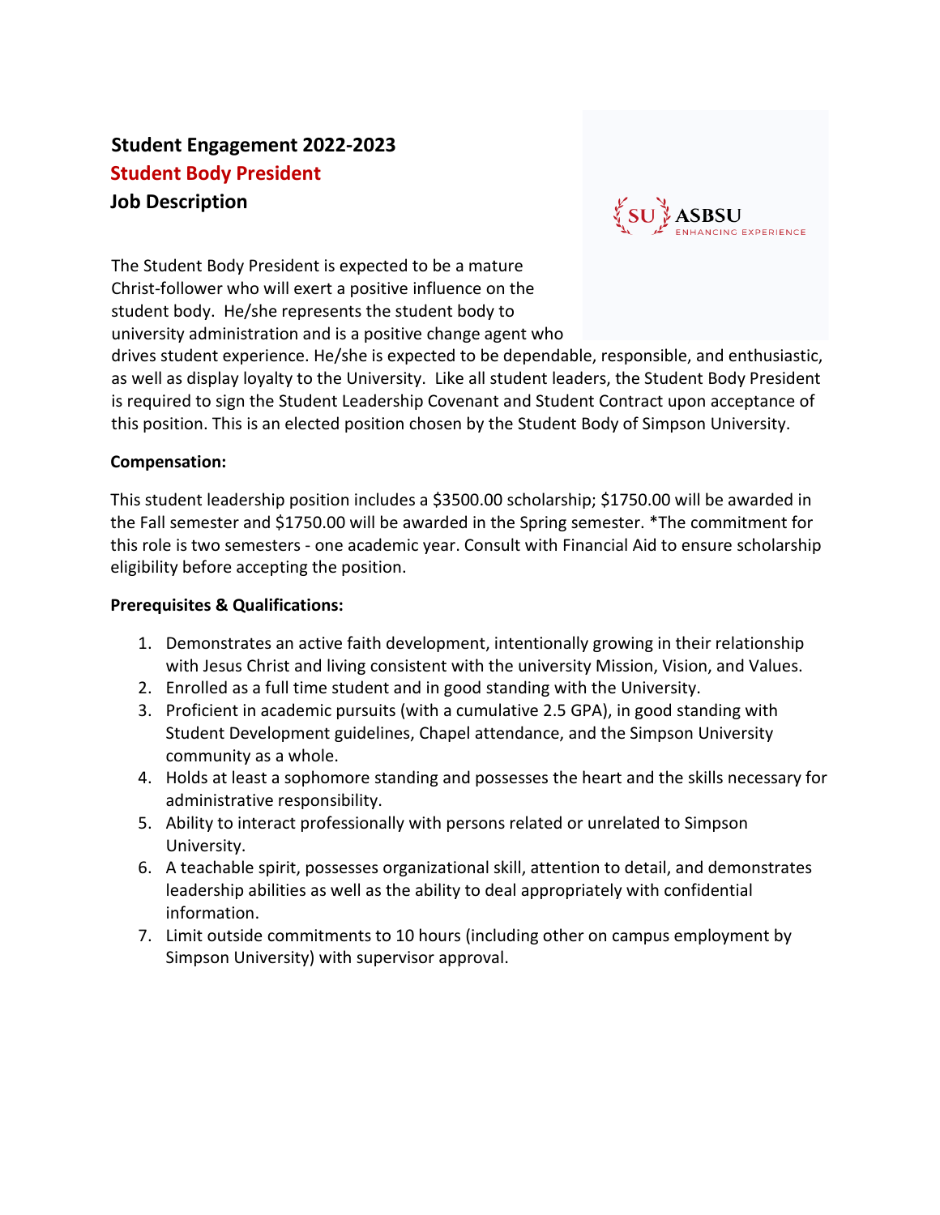**Student Engagement 2022-2023**

**Student Body President**

**Job Description**

The Student Body President is expected to be a mature Christ-follower who will exert a positive influence on the student body. He/she represents the student body to university administration and is a positive change agent who drives student experience. He/she is expected to be dependable, responsible, and enthusiastic, as well as display loyalty to the University. Like all student leaders, the Student Body President is required to sign the Student Leadership Covenant and Student Contract upon acceptance of this position. This is an elected position chosen by the Student Body of Simpson University.

**Compensation:**

This student leadership position includes a $3500.00 scholarship; $1750.00 will be awarded in the Fall semester and $1750.00 will be awarded in the Spring semester. *The commitment for this role is two semesters - one academic year. Consult with Financial Aid to ensure scholarship eligibility before accepting the position.

**Prerequisites & Qualifications:**

1. Demonstrates an active faith development, intentionally growing in their relationship with Jesus Christ and living consistent with the university Mission, Vision, and Values.
2. Enrolled as a full time student and in good standing with the University.
3. Proficient in academic pursuits (with a cumulative 2.5 GPA), in good standing with Student Development guidelines, Chapel attendance, and the Simpson University community as a whole.
4. Holds at least a sophomore standing and possesses the heart and the skills necessary for administrative responsibility.
5. Ability to interact professionally with persons related or unrelated to Simpson University.
6. A teachable spirit, possesses organizational skill, attention to detail, and demonstrates leadership abilities as well as the ability to deal appropriately with confidential information.
7. Limit outside commitments to 10 hours (including other on campus employment by Simpson University) with supervisor approval.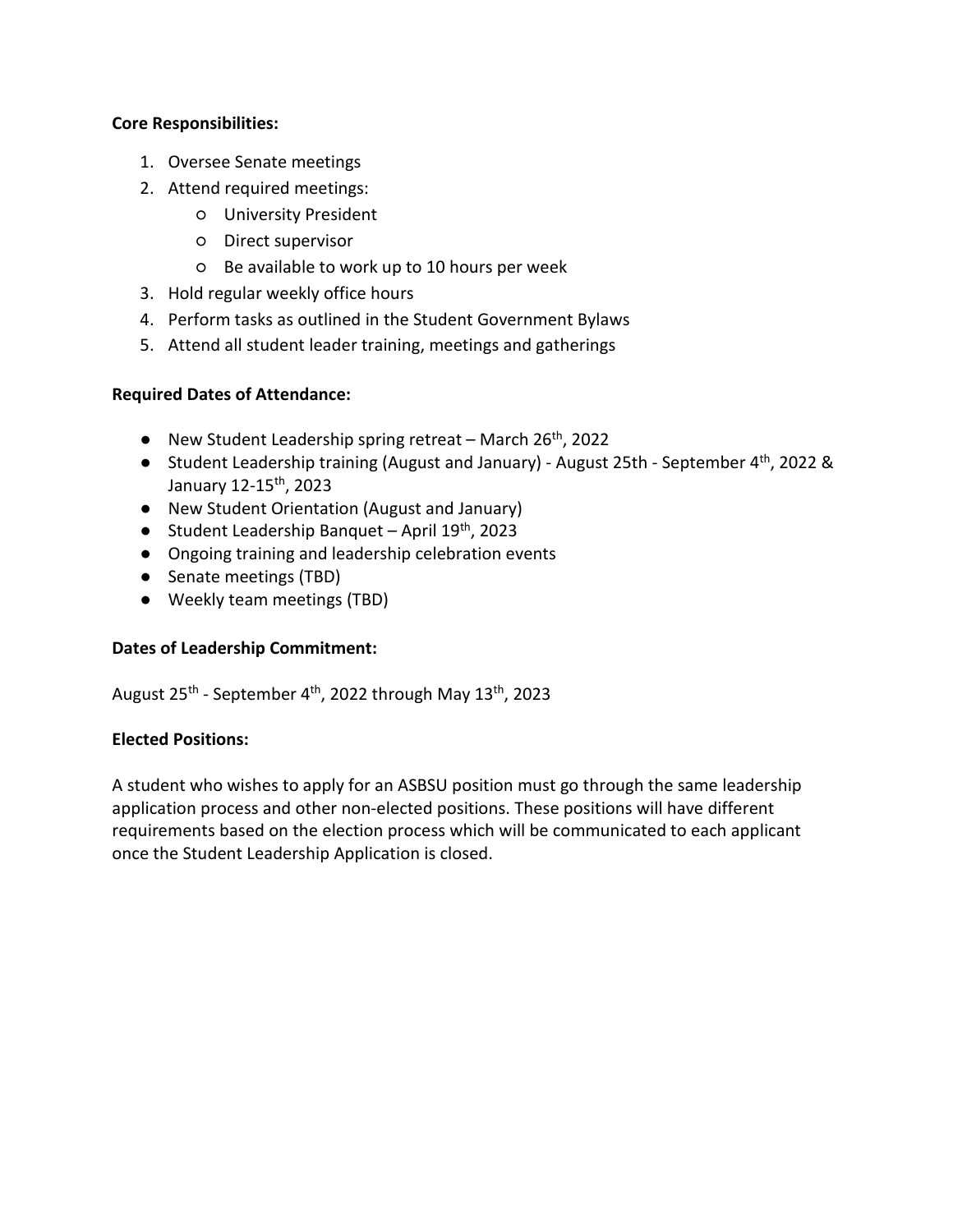**Core Responsibilities:**

1. Oversee Senate meetings
2. Attend required meetings:
    - University President
    - Direct supervisor
    - Be available to work up to 10 hours per week
3. Hold regular weekly office hours
4. Perform tasks as outlined in the Student Government Bylaws
5. Attend all student leader training, meetings and gatherings

**Required Dates of Attendance:**

- New Student Leadership spring retreat – March 26th, 2022
- Student Leadership training (August and January) - August 25th - September 4th, 2022 & January 12-15th, 2023
- New Student Orientation (August and January)
- Student Leadership Banquet – April 19th, 2023
- Ongoing training and leadership celebration events
- Senate meetings (TBD)
- Weekly team meetings (TBD)

**Dates of Leadership Commitment:**

August 25th - September 4th, 2022 through May 13th, 2023

**Elected Positions:**

A student who wishes to apply for an ASBSU position must go through the same leadership application process and other non-elected positions. These positions will have different requirements based on the election process which will be communicated to each applicant once the Student Leadership Application is closed.